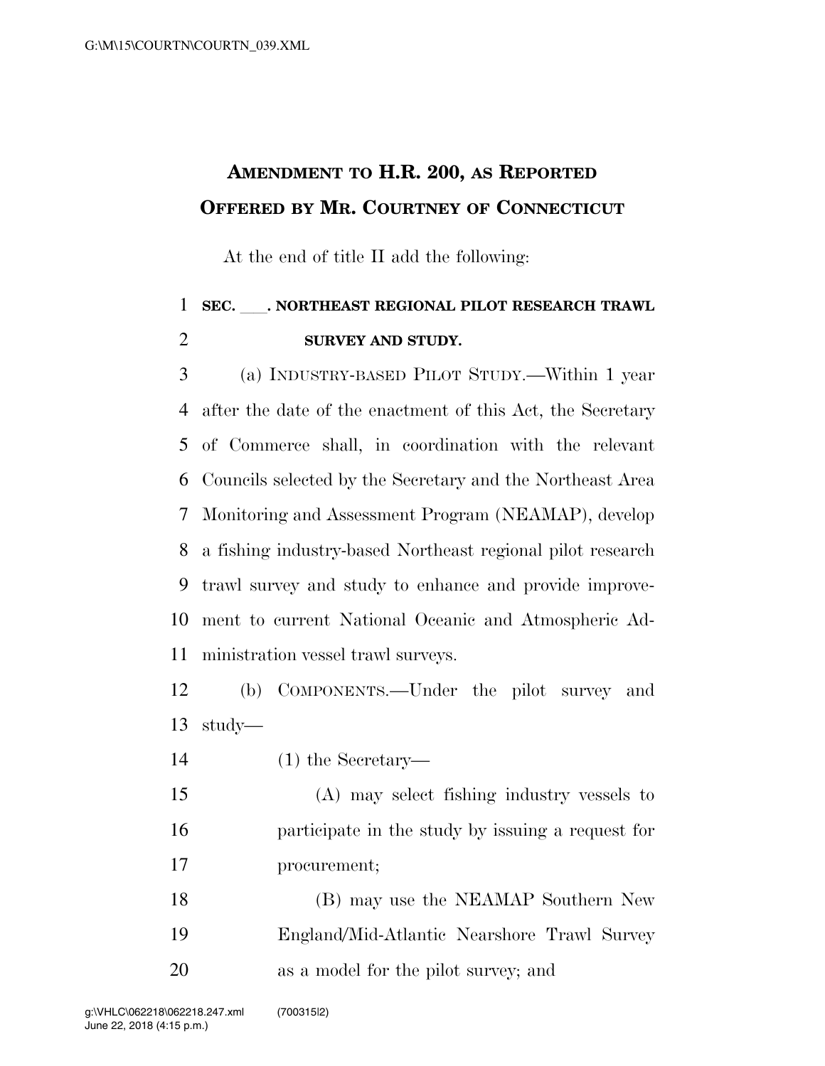# AMENDMENT TO H.R. 200, AS REPORTED OFFERED BY MR. COURTNEY OF CONNECTICUT

At the end of title II add the following:

**SEC. \_\_\_\_. NORTHEAST REGIONAL PILOT RESEARCH TRAWL SURVEY AND STUDY.**

(a) INDUSTRY-BASED PILOT STUDY.—Within 1 year after the date of the enactment of this Act, the Secretary of Commerce shall, in coordination with the relevant Councils selected by the Secretary and the Northeast Area Monitoring and Assessment Program (NEAMAP), develop a fishing industry-based Northeast regional pilot research trawl survey and study to enhance and provide improvement to current National Oceanic and Atmospheric Administration vessel trawl surveys.

(b) COMPONENTS.—Under the pilot survey and study—

(1) the Secretary—

(A) may select fishing industry vessels to participate in the study by issuing a request for procurement;

(B) may use the NEAMAP Southern New England/Mid-Atlantic Nearshore Trawl Survey as a model for the pilot survey; and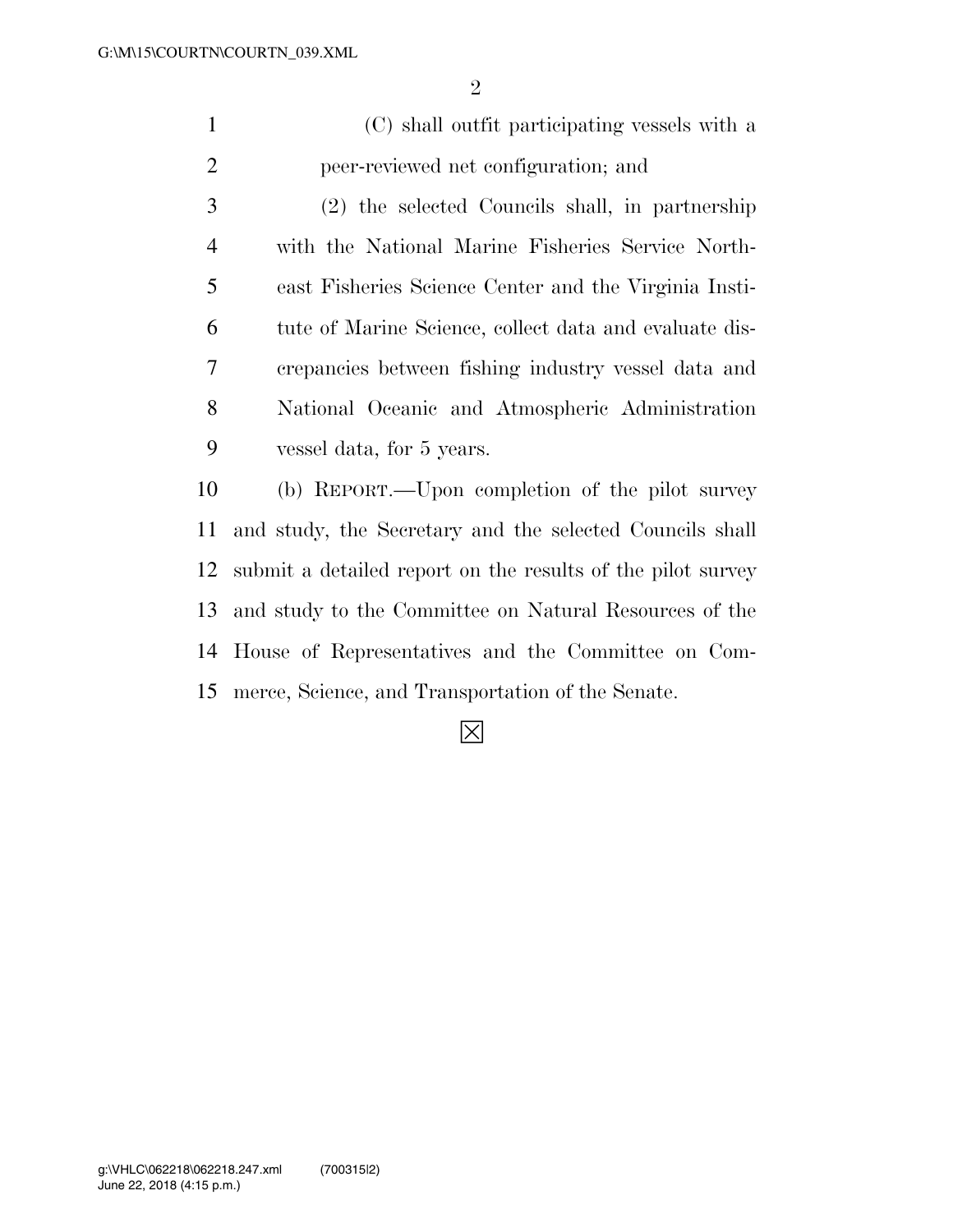(C) shall outfit participating vessels with a peer-reviewed net configuration; and

(2) the selected Councils shall, in partnership with the National Marine Fisheries Service Northeast Fisheries Science Center and the Virginia Institute of Marine Science, collect data and evaluate discrepancies between fishing industry vessel data and National Oceanic and Atmospheric Administration vessel data, for 5 years.

(b) REPORT.—Upon completion of the pilot survey and study, the Secretary and the selected Councils shall submit a detailed report on the results of the pilot survey and study to the Committee on Natural Resources of the House of Representatives and the Committee on Commerce, Science, and Transportation of the Senate.

☒